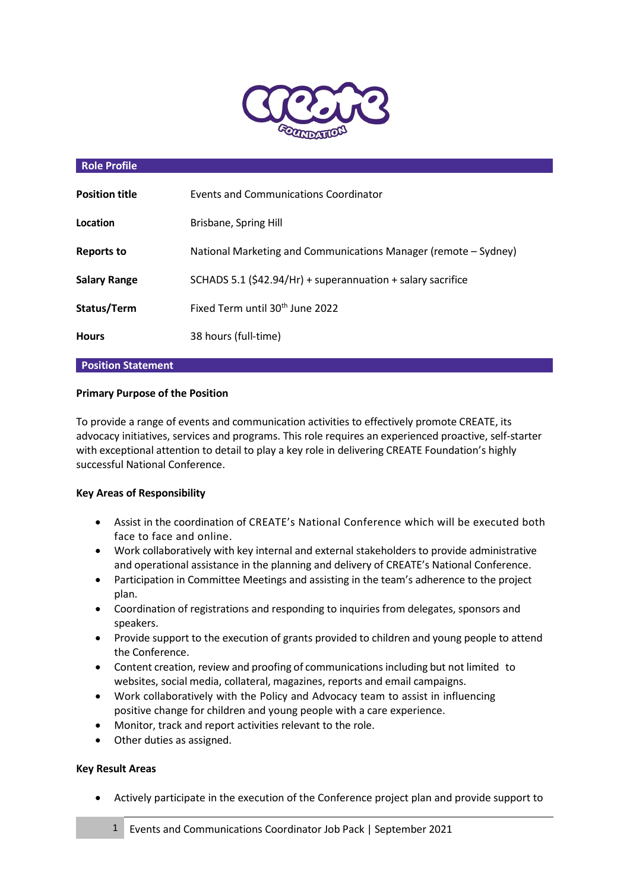## Role Profile

| | |
|---|---|
| **Position title** | Events and Communications Coordinator |
| **Location** | Brisbane, Spring Hill |
| **Reports to** | National Marketing and Communications Manager (remote – Sydney) |
| **Salary Range** | SCHADS 5.1 ($42.94/Hr) + superannuation + salary sacrifice |
| **Status/Term** | Fixed Term until 30th June 2022 |
| **Hours** | 38 hours (full-time) |

## Position Statement

**Primary Purpose of the Position**

To provide a range of events and communication activities to effectively promote CREATE, its advocacy initiatives, services and programs. This role requires an experienced proactive, self-starter with exceptional attention to detail to play a key role in delivering CREATE Foundation's highly successful National Conference.

**Key Areas of Responsibility**

- Assist in the coordination of CREATE's National Conference which will be executed both face to face and online.
- Work collaboratively with key internal and external stakeholders to provide administrative and operational assistance in the planning and delivery of CREATE's National Conference.
- Participation in Committee Meetings and assisting in the team's adherence to the project plan.
- Coordination of registrations and responding to inquiries from delegates, sponsors and speakers.
- Provide support to the execution of grants provided to children and young people to attend the Conference.
- Content creation, review and proofing of communications including but not limited to websites, social media, collateral, magazines, reports and email campaigns.
- Work collaboratively with the Policy and Advocacy team to assist in influencing positive change for children and young people with a care experience.
- Monitor, track and report activities relevant to the role.
- Other duties as assigned.

**Key Result Areas**

- Actively participate in the execution of the Conference project plan and provide support to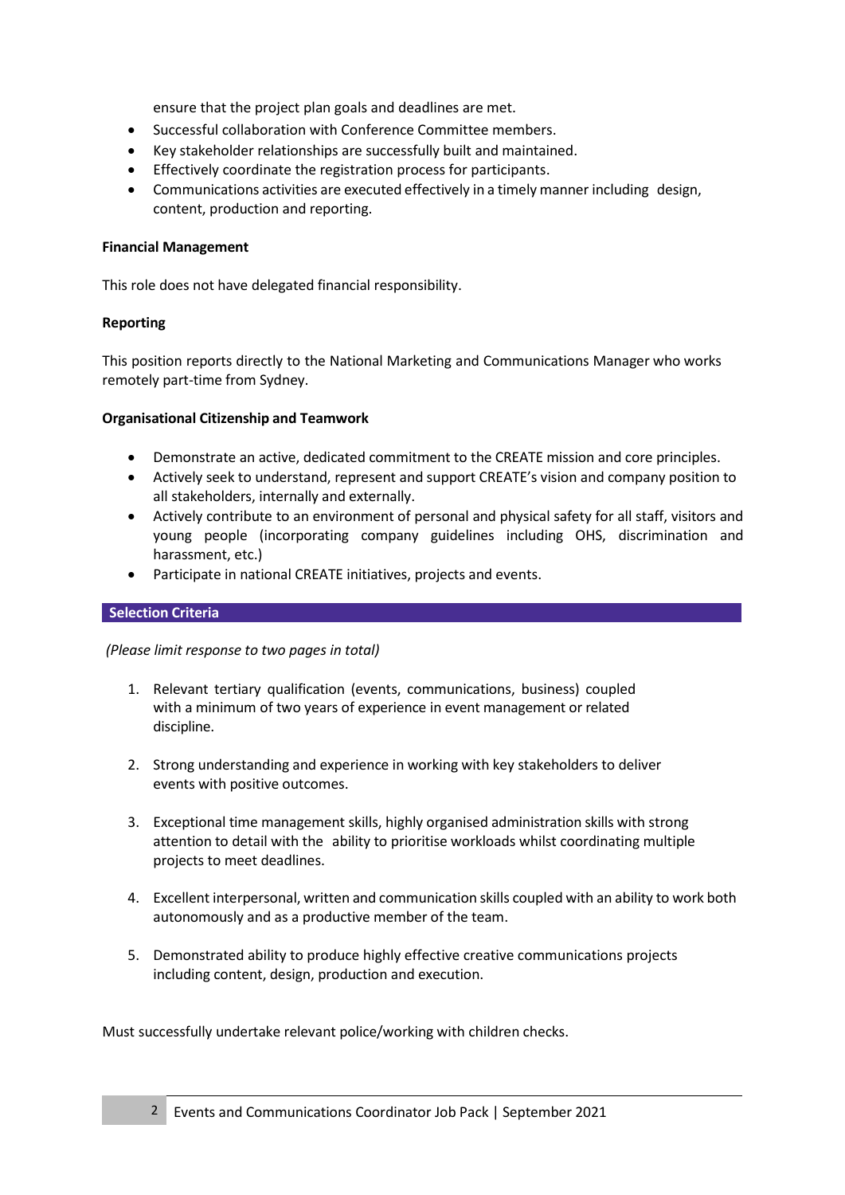ensure that the project plan goals and deadlines are met.

- Successful collaboration with Conference Committee members.
- Key stakeholder relationships are successfully built and maintained.
- Effectively coordinate the registration process for participants.
- Communications activities are executed effectively in a timely manner including design, content, production and reporting.

**Financial Management**

This role does not have delegated financial responsibility.

**Reporting**

This position reports directly to the National Marketing and Communications Manager who works remotely part-time from Sydney.

**Organisational Citizenship and Teamwork**

- Demonstrate an active, dedicated commitment to the CREATE mission and core principles.
- Actively seek to understand, represent and support CREATE's vision and company position to all stakeholders, internally and externally.
- Actively contribute to an environment of personal and physical safety for all staff, visitors and young people (incorporating company guidelines including OHS, discrimination and harassment, etc.)
- Participate in national CREATE initiatives, projects and events.

## Selection Criteria

*(Please limit response to two pages in total)*

1. Relevant tertiary qualification (events, communications, business) coupled with a minimum of two years of experience in event management or related discipline.

2. Strong understanding and experience in working with key stakeholders to deliver events with positive outcomes.

3. Exceptional time management skills, highly organised administration skills with strong attention to detail with the ability to prioritise workloads whilst coordinating multiple projects to meet deadlines.

4. Excellent interpersonal, written and communication skills coupled with an ability to work both autonomously and as a productive member of the team.

5. Demonstrated ability to produce highly effective creative communications projects including content, design, production and execution.

Must successfully undertake relevant police/working with children checks.